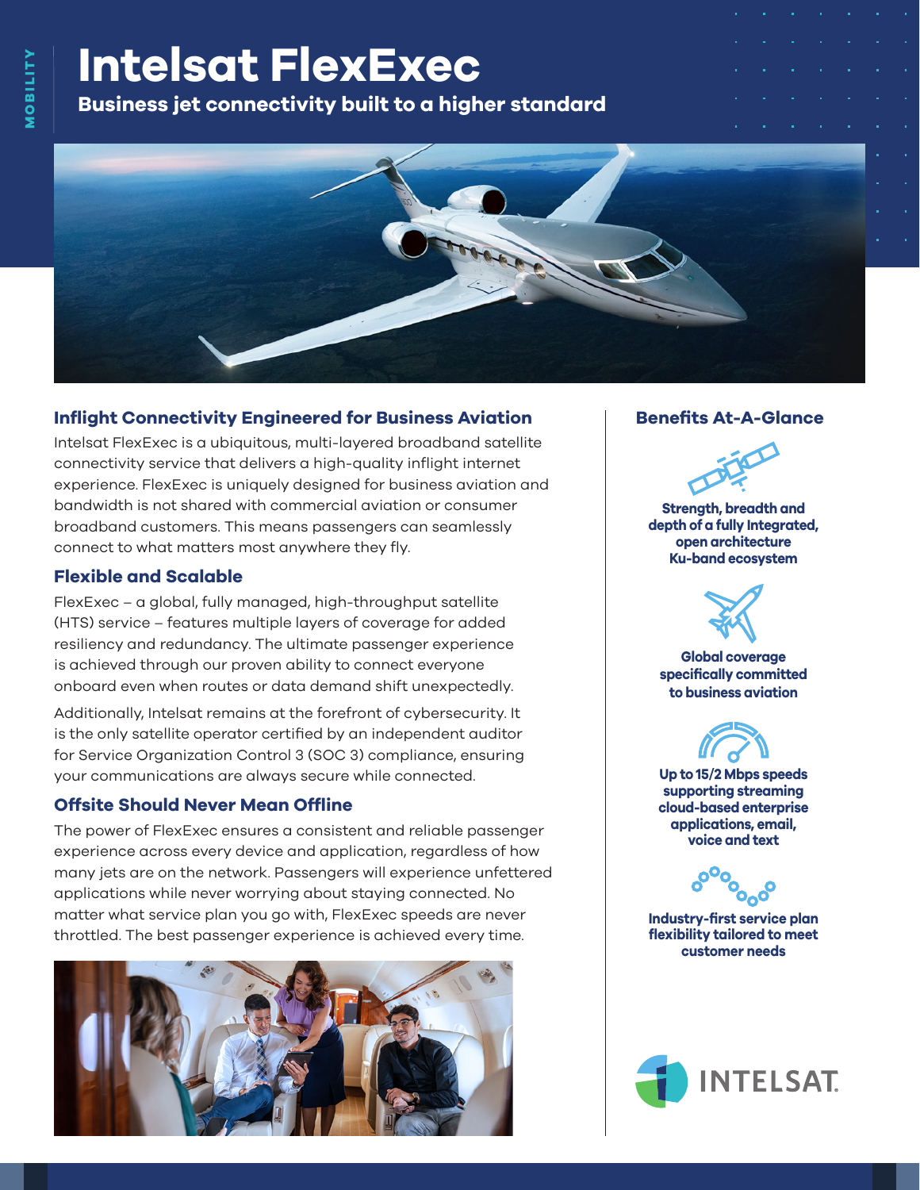# Intelsat FlexExec

**Business jet connectivity built to a higher standard**

## Inflight Connectivity Engineered for Business Aviation

Intelsat FlexExec is a ubiquitous, multi-layered broadband satellite connectivity service that delivers a high-quality inflight internet experience. FlexExec is uniquely designed for business aviation and bandwidth is not shared with commercial aviation or consumer broadband customers. This means passengers can seamlessly connect to what matters most anywhere they fly.

## Flexible and Scalable

FlexExec – a global, fully managed, high-throughput satellite (HTS) service – features multiple layers of coverage for added resiliency and redundancy. The ultimate passenger experience is achieved through our proven ability to connect everyone onboard even when routes or data demand shift unexpectedly.

Additionally, Intelsat remains at the forefront of cybersecurity. It is the only satellite operator certified by an independent auditor for Service Organization Control 3 (SOC 3) compliance, ensuring your communications are always secure while connected.

## Offsite Should Never Mean Offline

The power of FlexExec ensures a consistent and reliable passenger experience across every device and application, regardless of how many jets are on the network. Passengers will experience unfettered applications while never worrying about staying connected. No matter what service plan you go with, FlexExec speeds are never throttled. The best passenger experience is achieved every time.

## Benefits At-A-Glance

**Strength, breadth and depth of a fully Integrated, open architecture Ku-band ecosystem**

**Global coverage specifically committed to business aviation**

**Up to 15/2 Mbps speeds supporting streaming cloud-based enterprise applications, email, voice and text**

**Industry-first service plan flexibility tailored to meet customer needs**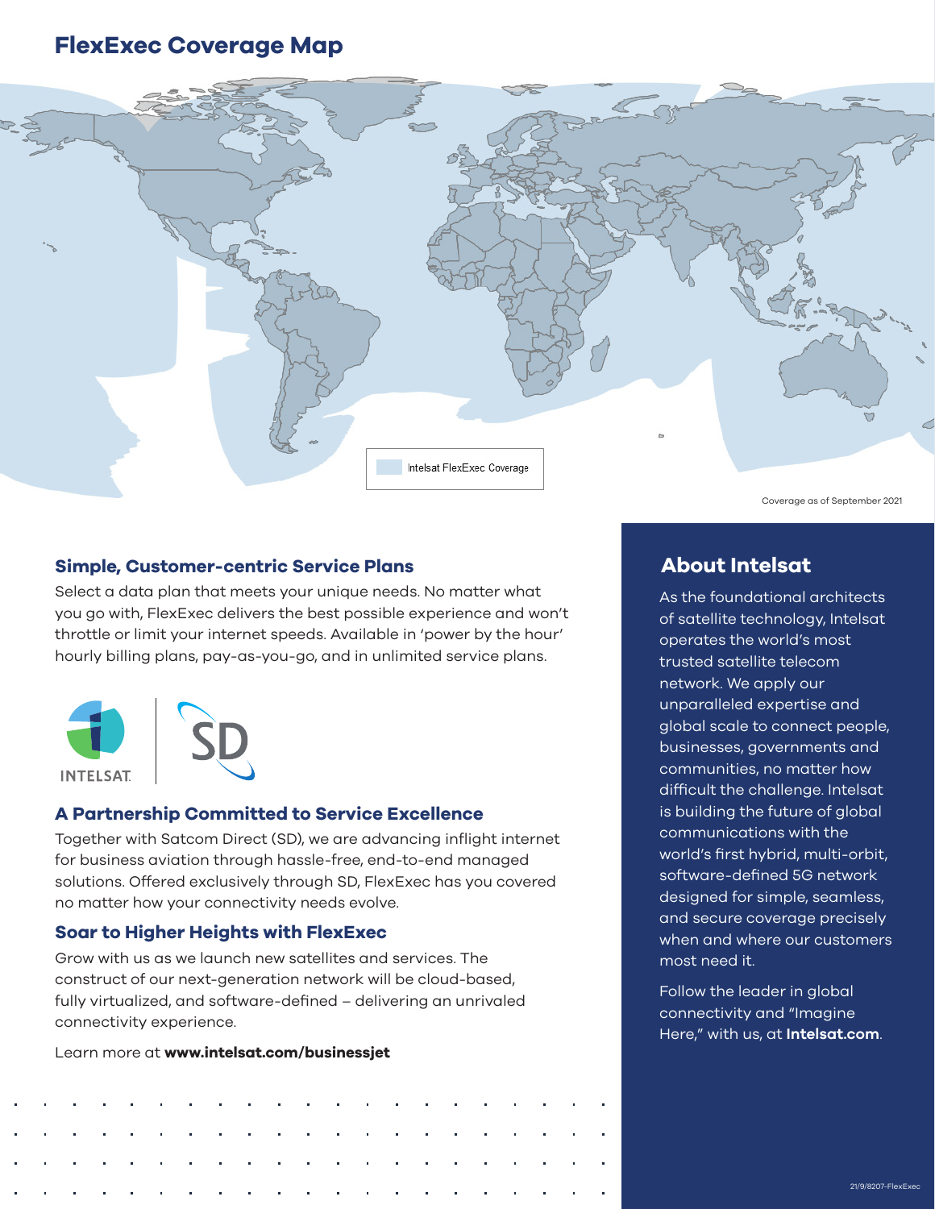# FlexExec Coverage Map

Intelsat FlexExec Coverage

Coverage as of September 2021

## Simple, Customer-centric Service Plans

Select a data plan that meets your unique needs. No matter what you go with, FlexExec delivers the best possible experience and won't throttle or limit your internet speeds. Available in 'power by the hour' hourly billing plans, pay-as-you-go, and in unlimited service plans.

## A Partnership Committed to Service Excellence

Together with Satcom Direct (SD), we are advancing inflight internet for business aviation through hassle-free, end-to-end managed solutions. Offered exclusively through SD, FlexExec has you covered no matter how your connectivity needs evolve.

## Soar to Higher Heights with FlexExec

Grow with us as we launch new satellites and services. The construct of our next-generation network will be cloud-based, fully virtualized, and software-defined – delivering an unrivaled connectivity experience.

Learn more at **www.intelsat.com/businessjet**

## About Intelsat

As the foundational architects of satellite technology, Intelsat operates the world's most trusted satellite telecom network. We apply our unparalleled expertise and global scale to connect people, businesses, governments and communities, no matter how difficult the challenge. Intelsat is building the future of global communications with the world's first hybrid, multi-orbit, software-defined 5G network designed for simple, seamless, and secure coverage precisely when and where our customers most need it.

Follow the leader in global connectivity and "Imagine Here," with us, at **Intelsat.com**.

21/9/8207-FlexExec